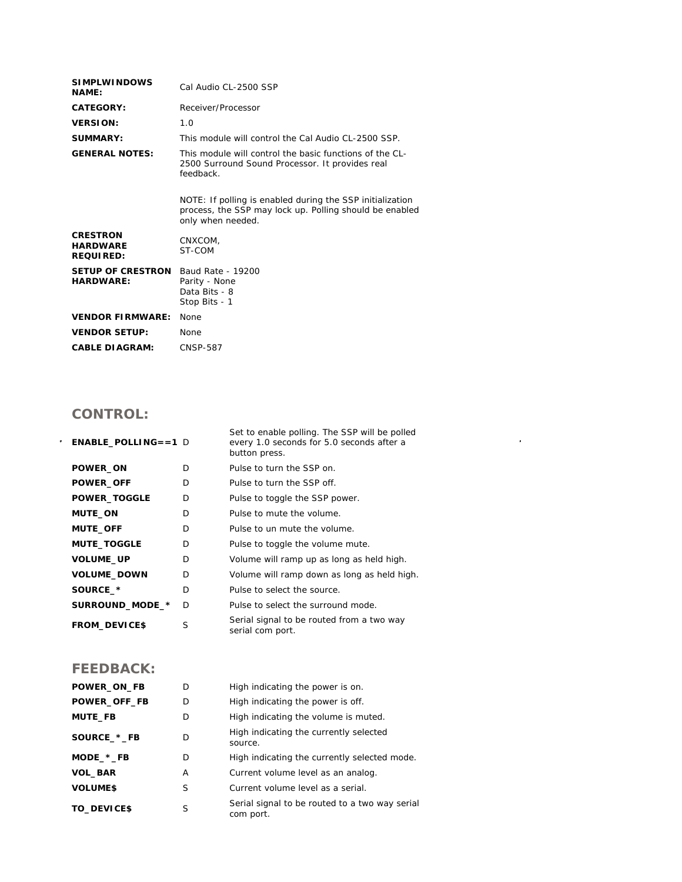| | |
|---|---|
| **SIMPLWINDOWS NAME:** | Cal Audio CL-2500 SSP |
| **CATEGORY:** | Receiver/Processor |
| **VERSION:** | 1.0 |
| **SUMMARY:** | This module will control the Cal Audio CL-2500 SSP. |
| **GENERAL NOTES:** | This module will control the basic functions of the CL-2500 Surround Sound Processor. It provides real feedback.<br><br>NOTE: If polling is enabled during the SSP initialization process, the SSP may lock up. Polling should be enabled only when needed. |
| **CRESTRON HARDWARE REQUIRED:** | CNXCOM,<br>ST-COM |
| **SETUP OF CRESTRON HARDWARE:** | Baud Rate - 19200<br>Parity - None<br>Data Bits - 8<br>Stop Bits - 1 |
| **VENDOR FIRMWARE:** | None |
| **VENDOR SETUP:** | None |
| **CABLE DIAGRAM:** | CNSP-587 |

## CONTROL:

| | | |
|---|---|---|
| **ENABLE_POLLING==1** | D | Set to enable polling. The SSP will be polled every 1.0 seconds for 5.0 seconds after a button press. |
| **POWER_ON** | D | Pulse to turn the SSP on. |
| **POWER_OFF** | D | Pulse to turn the SSP off. |
| **POWER_TOGGLE** | D | Pulse to toggle the SSP power. |
| **MUTE_ON** | D | Pulse to mute the volume. |
| **MUTE_OFF** | D | Pulse to un mute the volume. |
| **MUTE_TOGGLE** | D | Pulse to toggle the volume mute. |
| **VOLUME_UP** | D | Volume will ramp up as long as held high. |
| **VOLUME_DOWN** | D | Volume will ramp down as long as held high. |
| **SOURCE_*** | D | Pulse to select the source. |
| **SURROUND_MODE_*** | D | Pulse to select the surround mode. |
| **FROM_DEVICE$** | S | Serial signal to be routed from a two way serial com port. |

## FEEDBACK:

| | | |
|---|---|---|
| **POWER_ON_FB** | D | High indicating the power is on. |
| **POWER_OFF_FB** | D | High indicating the power is off. |
| **MUTE_FB** | D | High indicating the volume is muted. |
| **SOURCE_*_FB** | D | High indicating the currently selected source. |
| **MODE_*_FB** | D | High indicating the currently selected mode. |
| **VOL_BAR** | A | Current volume level as an analog. |
| **VOLUME$** | S | Current volume level as a serial. |
| **TO_DEVICE$** | S | Serial signal to be routed to a two way serial com port. |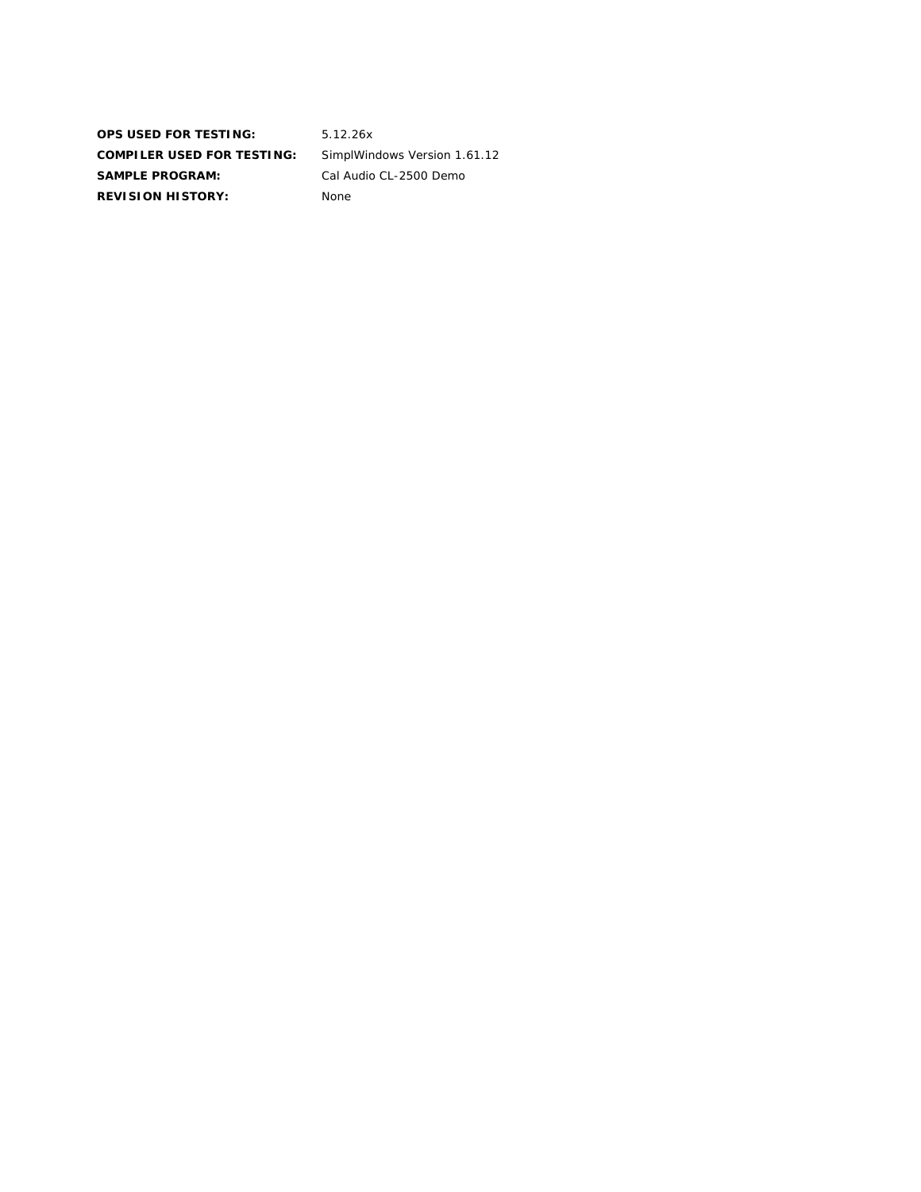| | |
|---|---|
| **OPS USED FOR TESTING:** | 5.12.26x |
| **COMPILER USED FOR TESTING:** | SimplWindows Version 1.61.12 |
| **SAMPLE PROGRAM:** | Cal Audio CL-2500 Demo |
| **REVISION HISTORY:** | None |